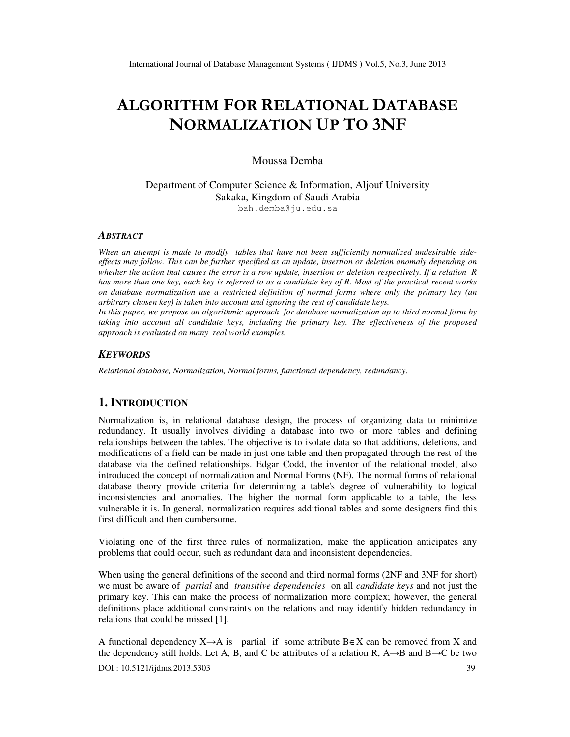# ALGORITHM FOR RELATIONAL DATABASE NORMALIZATION UP TO 3NF

Moussa Demba

Department of Computer Science & Information, Aljouf University
Sakaka, Kingdom of Saudi Arabia
bah.demba@ju.edu.sa

## *ABSTRACT*

*When an attempt is made to modify tables that have not been sufficiently normalized undesirable side-effects may follow. This can be further specified as an update, insertion or deletion anomaly depending on whether the action that causes the error is a row update, insertion or deletion respectively. If a relation R has more than one key, each key is referred to as a candidate key of R. Most of the practical recent works on database normalization use a restricted definition of normal forms where only the primary key (an arbitrary chosen key) is taken into account and ignoring the rest of candidate keys.*

*In this paper, we propose an algorithmic approach for database normalization up to third normal form by taking into account all candidate keys, including the primary key. The effectiveness of the proposed approach is evaluated on many real world examples.*

## *KEYWORDS*

*Relational database, Normalization, Normal forms, functional dependency, redundancy.*

## 1. INTRODUCTION

Normalization is, in relational database design, the process of organizing data to minimize redundancy. It usually involves dividing a database into two or more tables and defining relationships between the tables. The objective is to isolate data so that additions, deletions, and modifications of a field can be made in just one table and then propagated through the rest of the database via the defined relationships. Edgar Codd, the inventor of the relational model, also introduced the concept of normalization and Normal Forms (NF). The normal forms of relational database theory provide criteria for determining a table's degree of vulnerability to logical inconsistencies and anomalies. The higher the normal form applicable to a table, the less vulnerable it is. In general, normalization requires additional tables and some designers find this first difficult and then cumbersome.

Violating one of the first three rules of normalization, make the application anticipates any problems that could occur, such as redundant data and inconsistent dependencies.

When using the general definitions of the second and third normal forms (2NF and 3NF for short) we must be aware of *partial* and *transitive dependencies* on all *candidate keys* and not just the primary key. This can make the process of normalization more complex; however, the general definitions place additional constraints on the relations and may identify hidden redundancy in relations that could be missed [1].

A functional dependency $X \rightarrow A$ is partial if some attribute $B \in X$ can be removed from X and the dependency still holds. Let A, B, and C be attributes of a relation R, $A \rightarrow B$ and $B \rightarrow C$ be two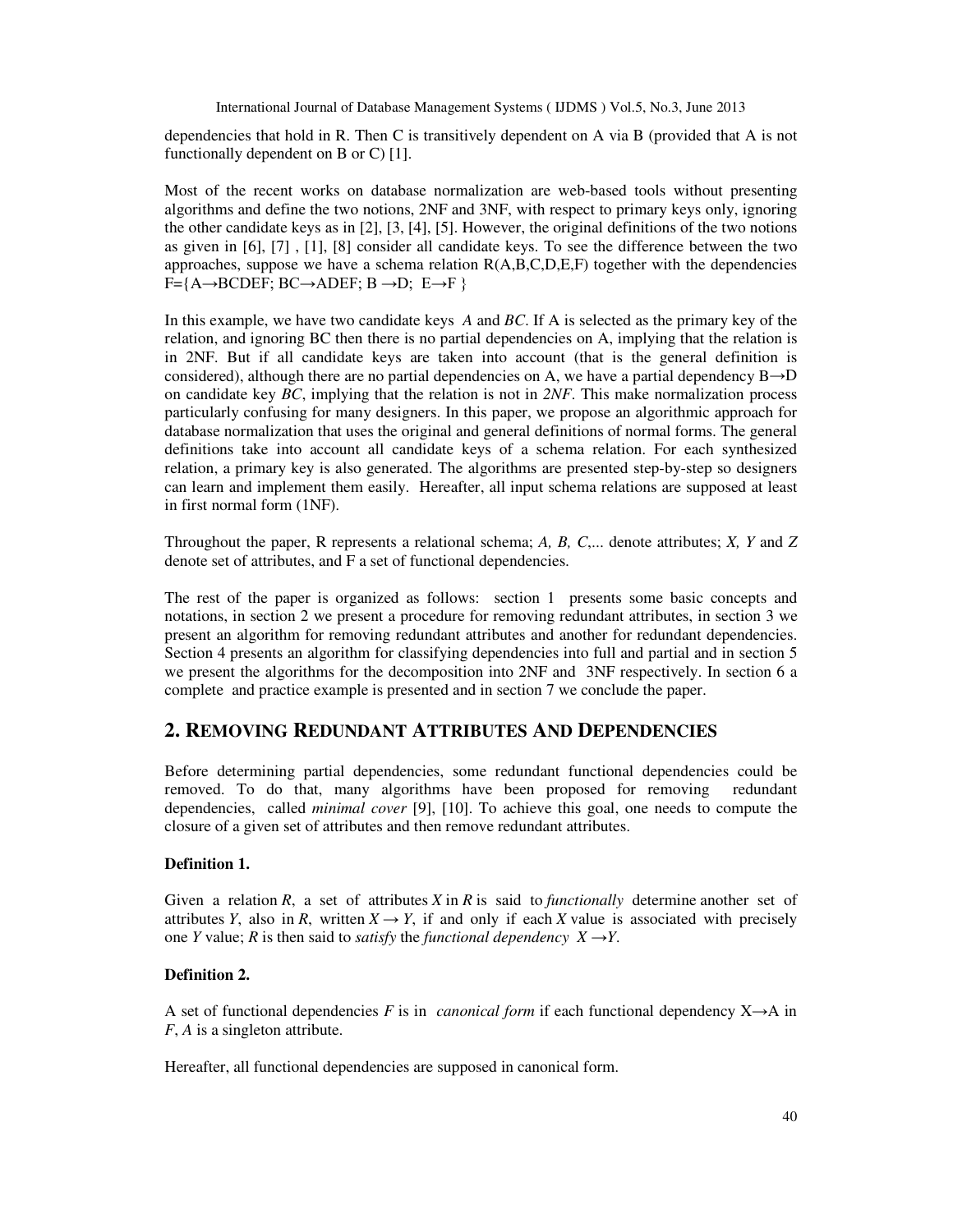dependencies that hold in R. Then C is transitively dependent on A via B (provided that A is not functionally dependent on B or C) [1].

Most of the recent works on database normalization are web-based tools without presenting algorithms and define the two notions, 2NF and 3NF, with respect to primary keys only, ignoring the other candidate keys as in [2], [3, [4], [5]. However, the original definitions of the two notions as given in [6], [7] , [1], [8] consider all candidate keys. To see the difference between the two approaches, suppose we have a schema relation R(A,B,C,D,E,F) together with the dependencies F={A→BCDEF; BC→ADEF; B →D; E→F }

In this example, we have two candidate keys *A* and *BC*. If A is selected as the primary key of the relation, and ignoring BC then there is no partial dependencies on A, implying that the relation is in 2NF. But if all candidate keys are taken into account (that is the general definition is considered), although there are no partial dependencies on A, we have a partial dependency B→D on candidate key *BC*, implying that the relation is not in *2NF*. This make normalization process particularly confusing for many designers. In this paper, we propose an algorithmic approach for database normalization that uses the original and general definitions of normal forms. The general definitions take into account all candidate keys of a schema relation. For each synthesized relation, a primary key is also generated. The algorithms are presented step-by-step so designers can learn and implement them easily. Hereafter, all input schema relations are supposed at least in first normal form (1NF).

Throughout the paper, R represents a relational schema; *A, B, C,...* denote attributes; *X, Y* and *Z* denote set of attributes, and F a set of functional dependencies.

The rest of the paper is organized as follows: section 1 presents some basic concepts and notations, in section 2 we present a procedure for removing redundant attributes, in section 3 we present an algorithm for removing redundant attributes and another for redundant dependencies. Section 4 presents an algorithm for classifying dependencies into full and partial and in section 5 we present the algorithms for the decomposition into 2NF and 3NF respectively. In section 6 a complete and practice example is presented and in section 7 we conclude the paper.

## 2. REMOVING REDUNDANT ATTRIBUTES AND DEPENDENCIES

Before determining partial dependencies, some redundant functional dependencies could be removed. To do that, many algorithms have been proposed for removing redundant dependencies, called *minimal cover* [9], [10]. To achieve this goal, one needs to compute the closure of a given set of attributes and then remove redundant attributes.

**Definition 1.**

Given a relation *R*, a set of attributes *X* in *R* is said to *functionally* determine another set of attributes *Y*, also in *R*, written *X* → *Y*, if and only if each *X* value is associated with precisely one *Y* value; *R* is then said to *satisfy* the *functional dependency X →Y*.

**Definition 2.**

A set of functional dependencies *F* is in *canonical form* if each functional dependency X→A in *F*, *A* is a singleton attribute.

Hereafter, all functional dependencies are supposed in canonical form.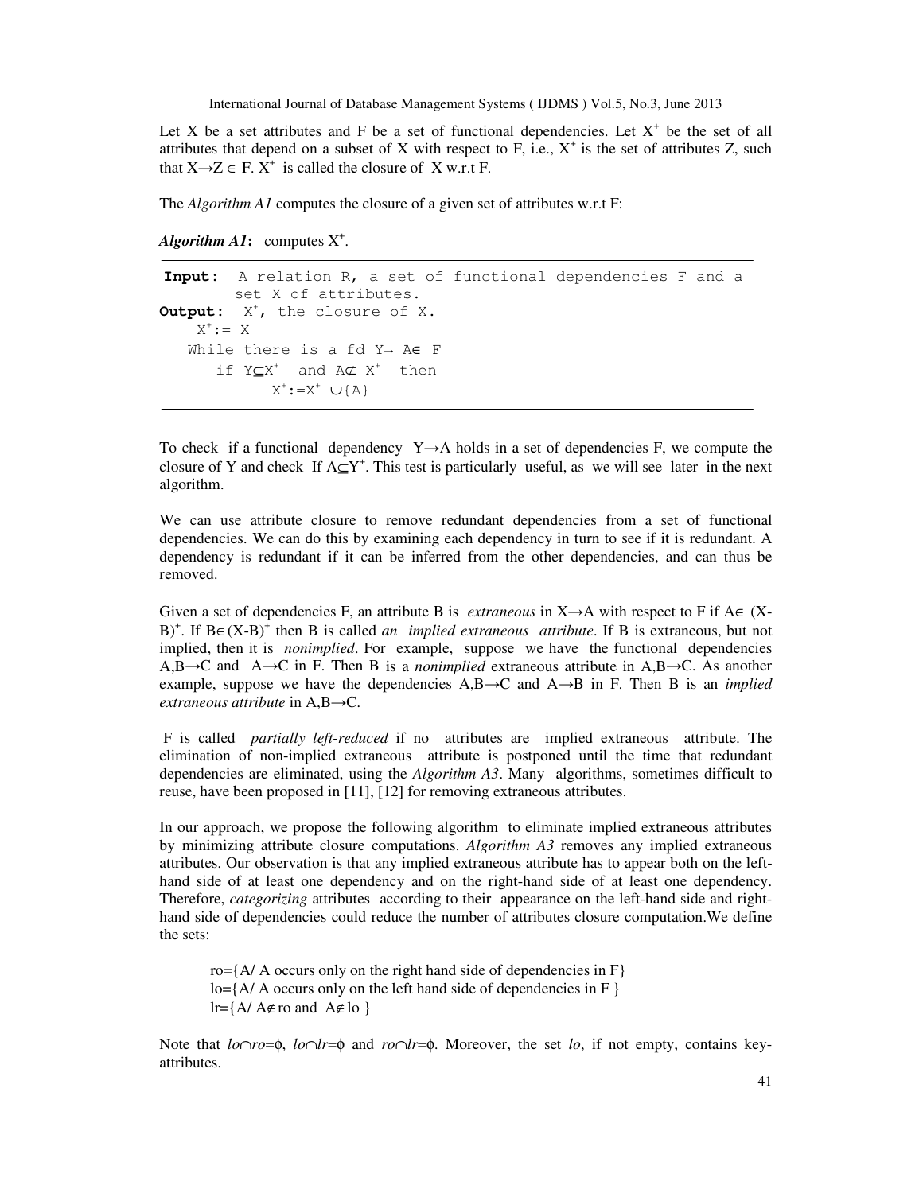Let X be a set attributes and F be a set of functional dependencies. Let $X^+$ be the set of all attributes that depend on a subset of X with respect to F, i.e., $X^+$ is the set of attributes Z, such that $X \rightarrow Z \in F$. $X^+$ is called the closure of X w.r.t F.

The *Algorithm A1* computes the closure of a given set of attributes w.r.t F:

***Algorithm A1***: computes $X^+$.

```
Input:  A relation R, a set of functional dependencies F and a
        set X of attributes.
Output:  X+, the closure of X.
    X+:= X
   While there is a fd Y→ A∈ F
      if Y⊆X+  and A⊄ X+  then
           X+:=X+ ∪{A}
```

To check if a functional dependency $Y \rightarrow A$ holds in a set of dependencies F, we compute the closure of Y and check If $A \subseteq Y^+$. This test is particularly useful, as we will see later in the next algorithm.

We can use attribute closure to remove redundant dependencies from a set of functional dependencies. We can do this by examining each dependency in turn to see if it is redundant. A dependency is redundant if it can be inferred from the other dependencies, and can thus be removed.

Given a set of dependencies F, an attribute B is *extraneous* in $X \rightarrow A$ with respect to F if $A \in (X-B)^+$. If $B \in (X-B)^+$ then B is called *an implied extraneous attribute*. If B is extraneous, but not implied, then it is *nonimplied*. For example, suppose we have the functional dependencies $A,B \rightarrow C$ and $A \rightarrow C$ in F. Then B is a *nonimplied* extraneous attribute in $A,B \rightarrow C$. As another example, suppose we have the dependencies $A,B \rightarrow C$ and $A \rightarrow B$ in F. Then B is an *implied extraneous attribute* in $A,B \rightarrow C$.

F is called *partially left-reduced* if no attributes are implied extraneous attribute. The elimination of non-implied extraneous attribute is postponed until the time that redundant dependencies are eliminated, using the *Algorithm A3*. Many algorithms, sometimes difficult to reuse, have been proposed in [11], [12] for removing extraneous attributes.

In our approach, we propose the following algorithm to eliminate implied extraneous attributes by minimizing attribute closure computations. *Algorithm A3* removes any implied extraneous attributes. Our observation is that any implied extraneous attribute has to appear both on the left-hand side of at least one dependency and on the right-hand side of at least one dependency. Therefore, *categorizing* attributes according to their appearance on the left-hand side and right-hand side of dependencies could reduce the number of attributes closure computation.We define the sets:

ro={A/ A occurs only on the right hand side of dependencies in F}
lo={A/ A occurs only on the left hand side of dependencies in F }
lr={A/ $A \notin$ ro and $A \notin$ lo }

Note that $lo \cap ro = \phi$, $lo \cap lr = \phi$ and $ro \cap lr = \phi$. Moreover, the set *lo*, if not empty, contains key-attributes.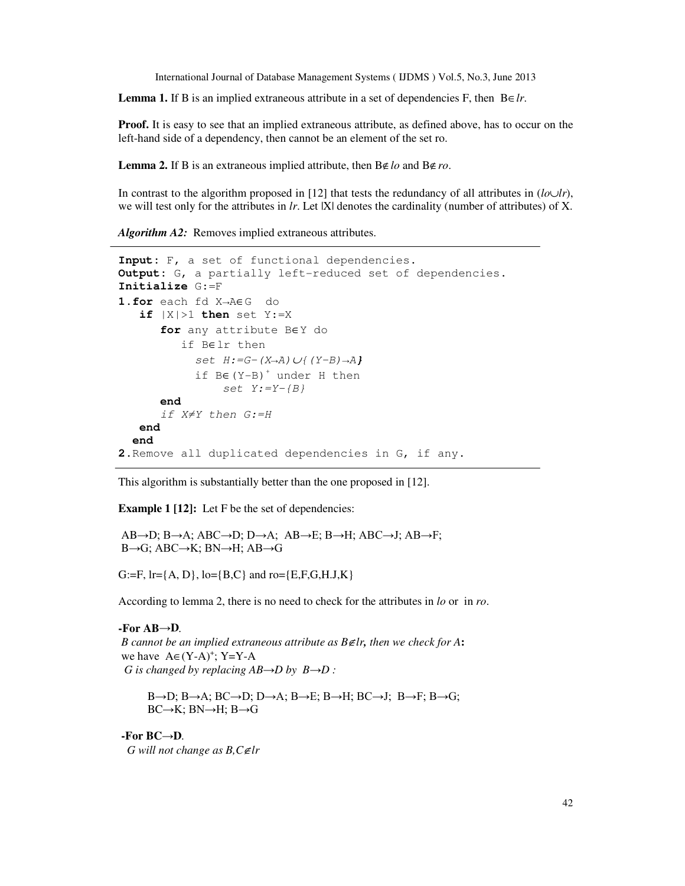**Lemma 1.** If B is an implied extraneous attribute in a set of dependencies F, then $B \in lr$.

**Proof.** It is easy to see that an implied extraneous attribute, as defined above, has to occur on the left-hand side of a dependency, then cannot be an element of the set ro.

**Lemma 2.** If B is an extraneous implied attribute, then $B \notin lo$ and $B \notin ro$.

In contrast to the algorithm proposed in [12] that tests the redundancy of all attributes in ($lo \cup lr$), we will test only for the attributes in *lr*. Let |X| denotes the cardinality (number of attributes) of X.

***Algorithm A2:*** Removes implied extraneous attributes.

```
Input: F, a set of functional dependencies.
Output: G, a partially left-reduced set of dependencies.
Initialize G:=F
1.for each fd X→A∈G  do
   if |X|>1 then set Y:=X
      for any attribute B∈Y do
         if B∈lr then
           set H:=G-(X→A)∪{(Y-B)→A}
           if B∈(Y-B)+ under H then
               set Y:=Y-{B}
      end
      if X≠Y then G:=H
   end
  end
2.Remove all duplicated dependencies in G, if any.
```

This algorithm is substantially better than the one proposed in [12].

**Example 1 [12]:** Let F be the set of dependencies:

AB→D; B→A; ABC→D; D→A; AB→E; B→H; ABC→J; AB→F; B→G; ABC→K; BN→H; AB→G

G:=F, lr={A, D}, lo={B,C} and ro={E,F,G,H.J,K}

According to lemma 2, there is no need to check for the attributes in *lo* or in *ro*.

**-For AB→D**.

*B cannot be an implied extraneous attribute as* $B \notin lr$*, then we check for A***:**
we have $A \in (Y\text{-}A)^{+}$; Y=Y-A
*G is changed by replacing AB→D by B→D :*

B→D; B→A; BC→D; D→A; B→E; B→H; BC→J; B→F; B→G; BC→K; BN→H; B→G

**-For BC→D**.

*G will not change as* $B,C \notin lr$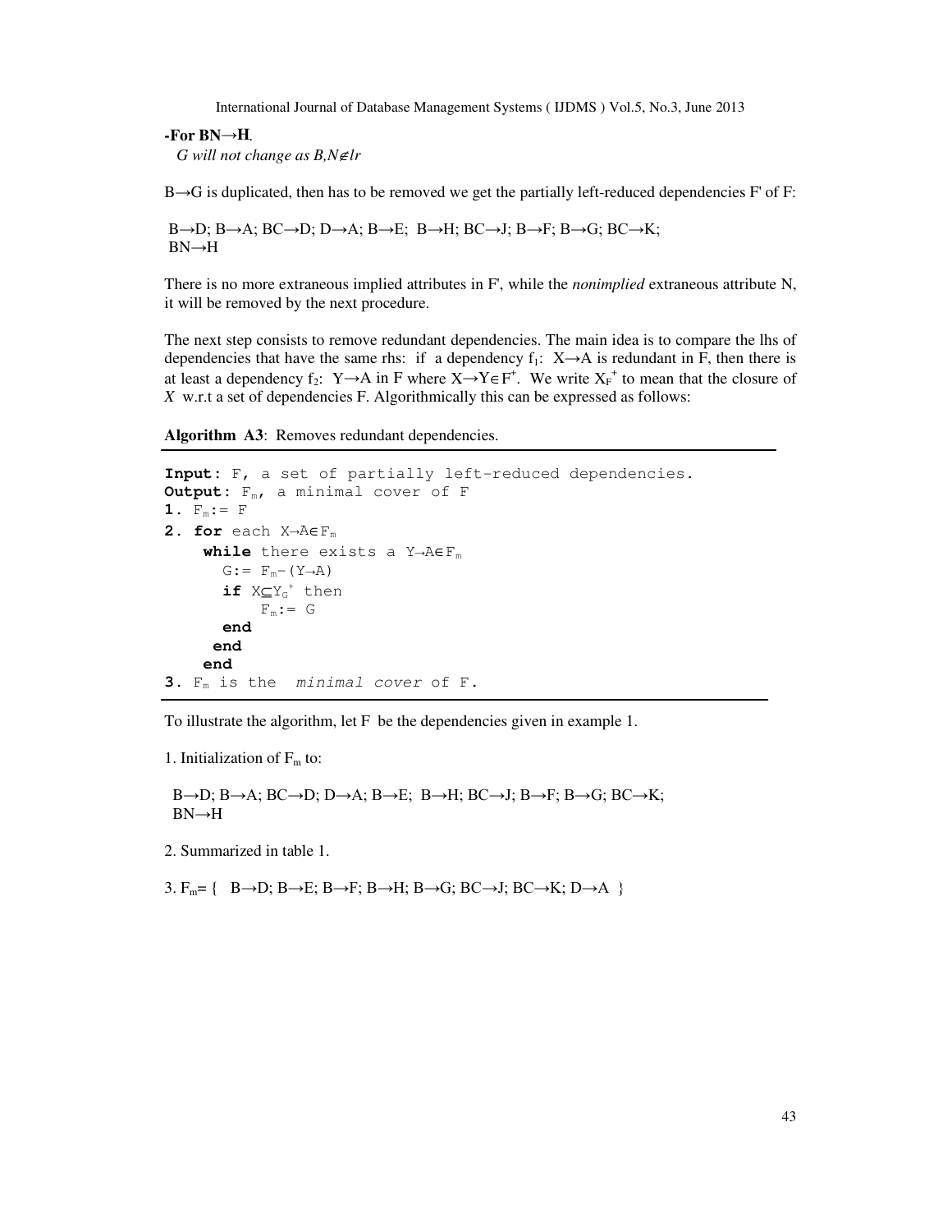**-For BN→H.**

*G will not change as B,N∉lr*

B→G is duplicated, then has to be removed we get the partially left-reduced dependencies F' of F:

B→D; B→A; BC→D; D→A; B→E; B→H; BC→J; B→F; B→G; BC→K;
BN→H

There is no more extraneous implied attributes in F', while the *nonimplied* extraneous attribute N, it will be removed by the next procedure.

The next step consists to remove redundant dependencies. The main idea is to compare the lhs of dependencies that have the same rhs: if a dependency $f_1$: X→A is redundant in F, then there is at least a dependency $f_2$: Y→A in F where $X \rightarrow Y \in F^+$. We write $X_F^+$ to mean that the closure of *X* w.r.t a set of dependencies F. Algorithmically this can be expressed as follows:

**Algorithm A3**: Removes redundant dependencies.

```
Input: F, a set of partially left-reduced dependencies.
Output: Fm, a minimal cover of F
1. Fm:= F
2. for each X→A∈Fm
     while there exists a Y→A∈Fm
       G:= Fm-(Y→A)
       if X⊆YG+ then
           Fm:= G
       end
      end
     end
3. Fm is the  minimal cover of F.
```

To illustrate the algorithm, let F be the dependencies given in example 1.

1. Initialization of $F_m$ to:

B→D; B→A; BC→D; D→A; B→E; B→H; BC→J; B→F; B→G; BC→K;
BN→H

2. Summarized in table 1.

3. $F_m$= { B→D; B→E; B→F; B→H; B→G; BC→J; BC→K; D→A }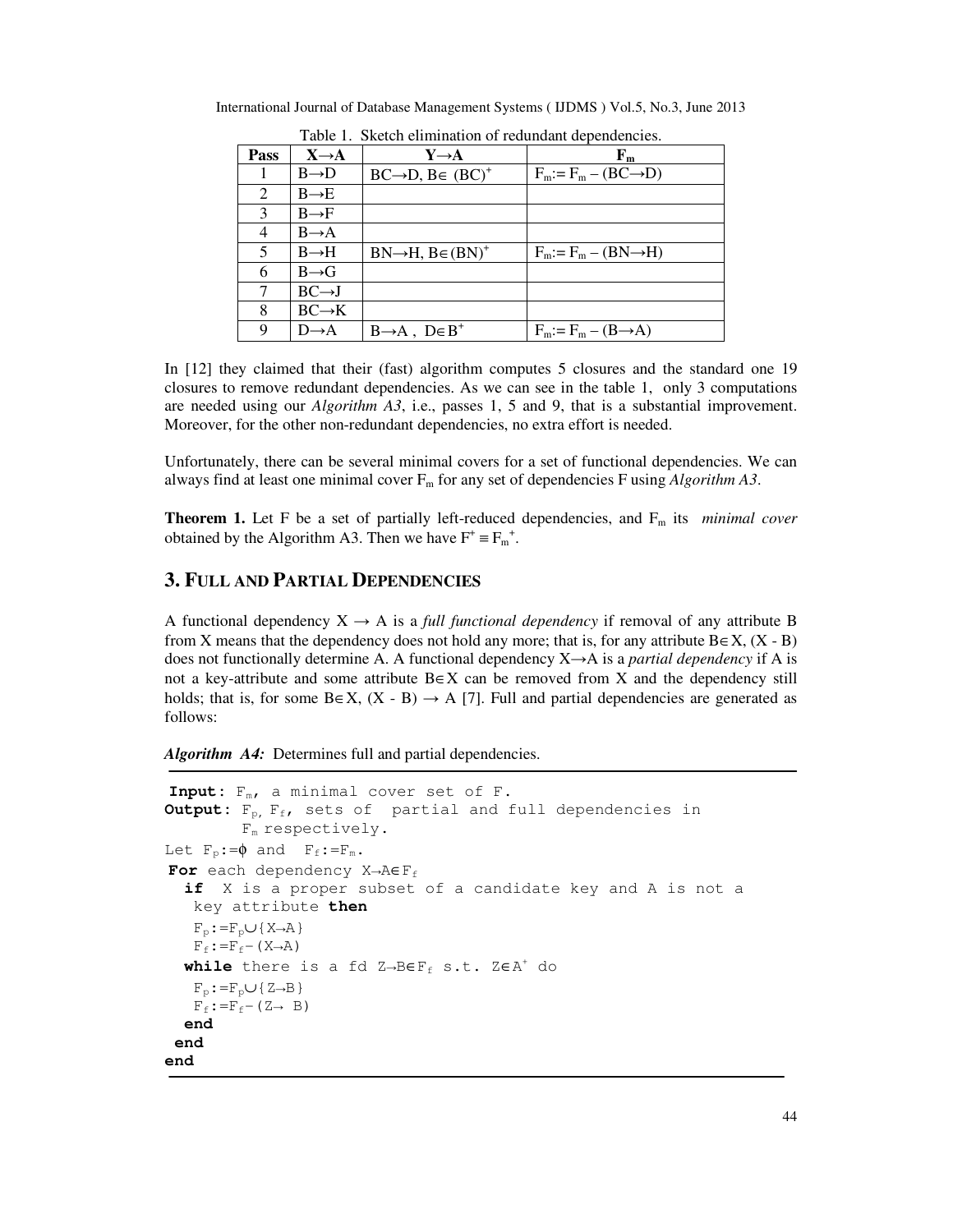Table 1. Sketch elimination of redundant dependencies.

| Pass | $X\to A$ | $Y\to A$ | $F_m$ |
|---|---|---|---|
| 1 | $B\to D$ | $BC\to D$, $B\in (BC)^+$ | $F_m := F_m - (BC\to D)$ |
| 2 | $B\to E$ | | |
| 3 | $B\to F$ | | |
| 4 | $B\to A$ | | |
| 5 | $B\to H$ | $BN\to H$, $B\in (BN)^+$ | $F_m := F_m - (BN\to H)$ |
| 6 | $B\to G$ | | |
| 7 | $BC\to J$ | | |
| 8 | $BC\to K$ | | |
| 9 | $D\to A$ | $B\to A$ , $D\in B^+$ | $F_m := F_m - (B\to A)$ |

In [12] they claimed that their (fast) algorithm computes 5 closures and the standard one 19 closures to remove redundant dependencies. As we can see in the table 1, only 3 computations are needed using our *Algorithm A3*, i.e., passes 1, 5 and 9, that is a substantial improvement. Moreover, for the other non-redundant dependencies, no extra effort is needed.

Unfortunately, there can be several minimal covers for a set of functional dependencies. We can always find at least one minimal cover $F_m$ for any set of dependencies F using *Algorithm A3*.

**Theorem 1.** Let F be a set of partially left-reduced dependencies, and $F_m$ its *minimal cover* obtained by the Algorithm A3. Then we have $F^+ \equiv F_m^+$.

## 3. Full and Partial Dependencies

A functional dependency $X \to A$ is a *full functional dependency* if removal of any attribute B from X means that the dependency does not hold any more; that is, for any attribute $B\in X$, $(X - B)$ does not functionally determine A. A functional dependency $X\to A$ is a *partial dependency* if A is not a key-attribute and some attribute $B\in X$ can be removed from X and the dependency still holds; that is, for some $B\in X$, $(X - B) \to A$ [7]. Full and partial dependencies are generated as follows:

***Algorithm A4:*** Determines full and partial dependencies.

```
Input: Fm, a minimal cover set of F.
Output: Fp, Ff, sets of  partial and full dependencies in
        Fm respectively.
Let Fp:=ϕ and  Ff:=Fm.
For each dependency X→A∈Ff
  if  X is a proper subset of a candidate key and A is not a
   key attribute then
   Fp:=Fp∪{X→A}
   Ff:=Ff−(X→A)
  while there is a fd Z→B∈Ff s.t. Z∈A+ do
   Fp:=Fp∪{Z→B}
   Ff:=Ff−(Z→ B)
  end
 end
end
```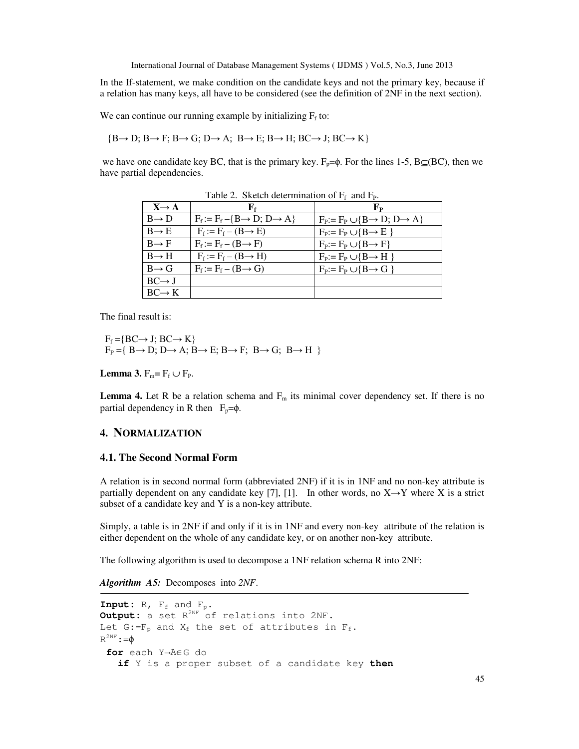In the If-statement, we make condition on the candidate keys and not the primary key, because if a relation has many keys, all have to be considered (see the definition of 2NF in the next section).

We can continue our running example by initializing $F_f$ to:

$\{B\rightarrow D; B\rightarrow F; B\rightarrow G; D\rightarrow A; B\rightarrow E; B\rightarrow H; BC\rightarrow J; BC\rightarrow K\}$

we have one candidate key BC, that is the primary key. $F_p=\phi$. For the lines 1-5, $B\subseteq(BC)$, then we have partial dependencies.

Table 2. Sketch determination of $F_f$ and $F_P$.

| $X\rightarrow A$ | $F_f$ | $F_P$ |
|---|---|---|
| $B\rightarrow D$ | $F_f := F_f - \{B\rightarrow D; D\rightarrow A\}$ | $F_P := F_P \cup \{B\rightarrow D; D\rightarrow A\}$ |
| $B\rightarrow E$ | $F_f := F_f - (B\rightarrow E)$ | $F_P := F_P \cup \{B\rightarrow E\}$ |
| $B\rightarrow F$ | $F_f := F_f - (B\rightarrow F)$ | $F_P := F_P \cup \{B\rightarrow F\}$ |
| $B\rightarrow H$ | $F_f := F_f - (B\rightarrow H)$ | $F_P := F_P \cup \{B\rightarrow H\}$ |
| $B\rightarrow G$ | $F_f := F_f - (B\rightarrow G)$ | $F_P := F_P \cup \{B\rightarrow G\}$ |
| $BC\rightarrow J$ | | |
| $BC\rightarrow K$ | | |

The final result is:

$F_f = \{BC\rightarrow J; BC\rightarrow K\}$
$F_P = \{B\rightarrow D; D\rightarrow A; B\rightarrow E; B\rightarrow F; B\rightarrow G; B\rightarrow H\}$

**Lemma 3.** $F_m = F_f \cup F_P$.

**Lemma 4.** Let R be a relation schema and $F_m$ its minimal cover dependency set. If there is no partial dependency in R then $F_p=\phi$.

## 4. NORMALIZATION

### 4.1. The Second Normal Form

A relation is in second normal form (abbreviated 2NF) if it is in 1NF and no non-key attribute is partially dependent on any candidate key [7], [1]. In other words, no $X\rightarrow Y$ where X is a strict subset of a candidate key and Y is a non-key attribute.

Simply, a table is in 2NF if and only if it is in 1NF and every non-key attribute of the relation is either dependent on the whole of any candidate key, or on another non-key attribute.

The following algorithm is used to decompose a 1NF relation schema R into 2NF:

***Algorithm A5:*** Decomposes into *2NF*.

```
Input: R, Ff and Fp.
Output: a set R2NF of relations into 2NF.
Let G:=Fp and Xf the set of attributes in Ff.
R2NF:=ϕ
 for each Y→A∈G do
   if Y is a proper subset of a candidate key then
```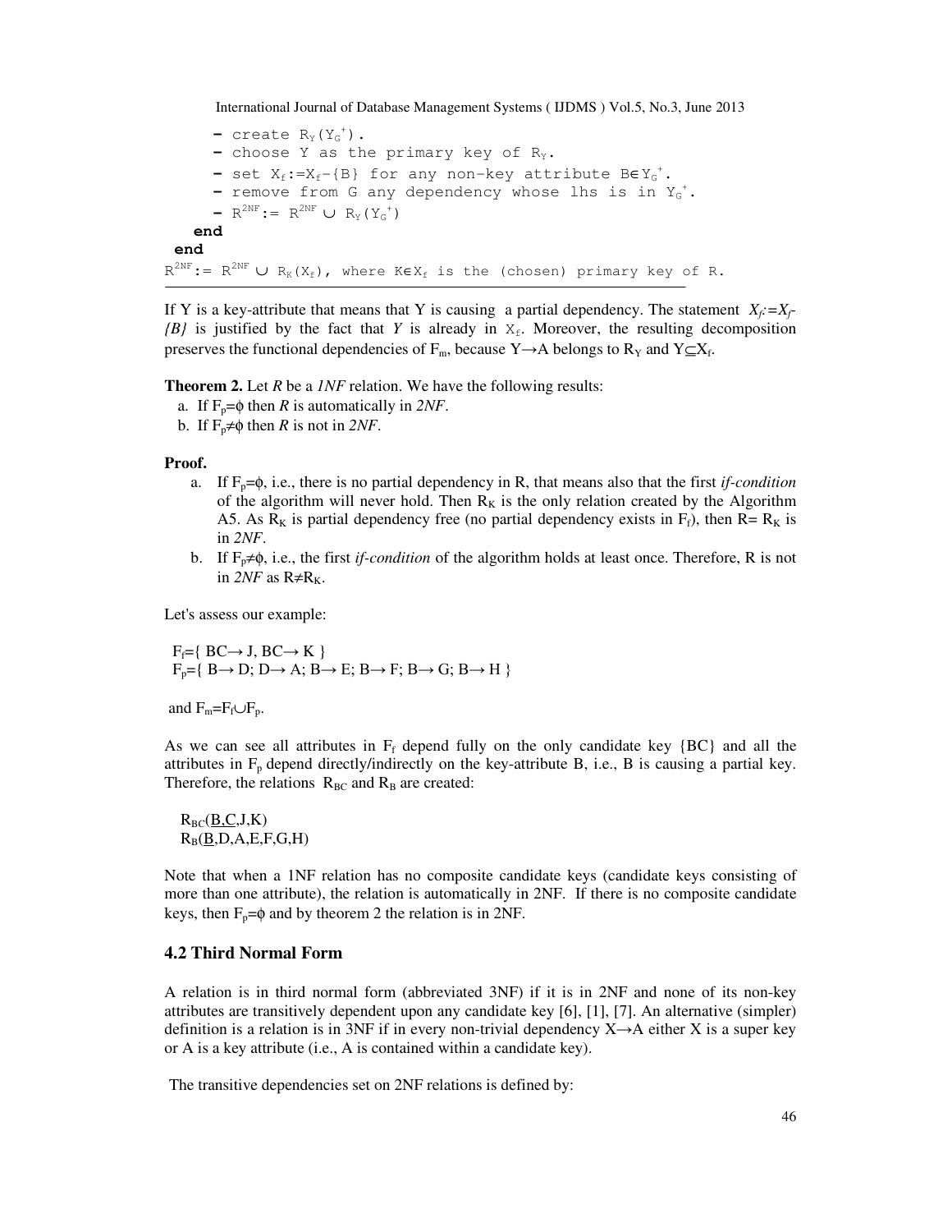```
      - create R_Y(Y_G^+).
      - choose Y as the primary key of R_Y.
      - set X_f:=X_f-{B} for any non-key attribute B∈Y_G^+.
      - remove from G any dependency whose lhs is in Y_G^+.
      - R^2NF:= R^2NF ∪ R_Y(Y_G^+)
   end
 end
R^2NF:= R^2NF ∪ R_K(X_f), where K∈X_f is the (chosen) primary key of R.
```

If Y is a key-attribute that means that Y is causing a partial dependency. The statement $X_f:=X_f-\{B\}$ is justified by the fact that *Y* is already in $X_f$. Moreover, the resulting decomposition preserves the functional dependencies of $F_m$, because $Y \rightarrow A$ belongs to $R_Y$ and $Y \subseteq X_f$.

**Theorem 2.** Let *R* be a *1NF* relation. We have the following results:

a. If $F_p=\phi$ then *R* is automatically in *2NF*.
b. If $F_p \neq \phi$ then *R* is not in *2NF*.

**Proof.**

a. If $F_p=\phi$, i.e., there is no partial dependency in R, that means also that the first *if-condition* of the algorithm will never hold. Then $R_K$ is the only relation created by the Algorithm A5. As $R_K$ is partial dependency free (no partial dependency exists in $F_f$), then $R= R_K$ is in *2NF*.
b. If $F_p \neq \phi$, i.e., the first *if-condition* of the algorithm holds at least once. Therefore, R is not in *2NF* as $R \neq R_K$.

Let's assess our example:

$F_f=\{ BC \rightarrow J, BC \rightarrow K \}$
$F_p=\{ B \rightarrow D; D \rightarrow A; B \rightarrow E; B \rightarrow F; B \rightarrow G; B \rightarrow H \}$

and $F_m=F_f \cup F_p$.

As we can see all attributes in $F_f$ depend fully on the only candidate key {BC} and all the attributes in $F_p$ depend directly/indirectly on the key-attribute B, i.e., B is causing a partial key. Therefore, the relations $R_{BC}$ and $R_B$ are created:

$R_{BC}$(<u>B,C</u>,J,K)
$R_B$(<u>B</u>,D,A,E,F,G,H)

Note that when a 1NF relation has no composite candidate keys (candidate keys consisting of more than one attribute), the relation is automatically in 2NF. If there is no composite candidate keys, then $F_p=\phi$ and by theorem 2 the relation is in 2NF.

### 4.2 Third Normal Form

A relation is in third normal form (abbreviated 3NF) if it is in 2NF and none of its non-key attributes are transitively dependent upon any candidate key [6], [1], [7]. An alternative (simpler) definition is a relation is in 3NF if in every non-trivial dependency $X \rightarrow A$ either X is a super key or A is a key attribute (i.e., A is contained within a candidate key).

The transitive dependencies set on 2NF relations is defined by: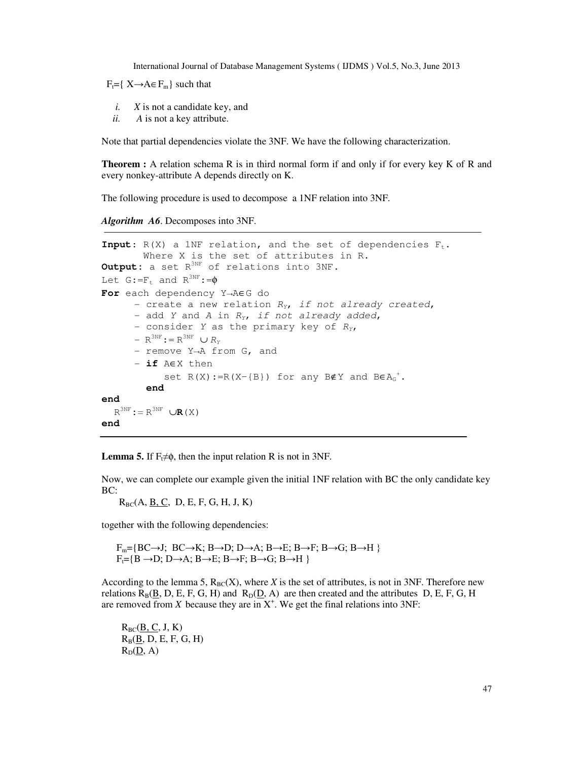$F_t$={ $X \rightarrow A \in F_m$} such that

*i.* *X* is not a candidate key, and
*ii.* *A* is not a key attribute.

Note that partial dependencies violate the 3NF. We have the following characterization.

**Theorem :** A relation schema R is in third normal form if and only if for every key K of R and every nonkey-attribute A depends directly on K.

The following procedure is used to decompose a 1NF relation into 3NF.

***Algorithm A6***. Decomposes into 3NF.

```
Input: R(X) a 1NF relation, and the set of dependencies Ft.
       Where X is the set of attributes in R.
Output: a set R^3NF of relations into 3NF.
Let G:=Ft and R^3NF:=ϕ
For each dependency Y→A∈G do
      - create a new relation RY, if not already created,
      - add Y and A in RY, if not already added,
      - consider Y as the primary key of RY,
      - R^3NF:= R^3NF ∪ RY
      - remove Y→A from G, and
      - if A∈X then
           set R(X):=R(X-{B}) for any B∉Y and B∈AG+.
        end
end
  R^3NF:= R^3NF ∪R(X)
end
```

**Lemma 5.** If $F_t \neq \phi$, then the input relation R is not in 3NF.

Now, we can complete our example given the initial 1NF relation with BC the only candidate key BC:

$R_{BC}$(A, <u>B, C</u>, D, E, F, G, H, J, K)

together with the following dependencies:

$F_m$={BC→J; BC→K; B→D; D→A; B→E; B→F; B→G; B→H }
$F_t$={B →D; D→A; B→E; B→F; B→G; B→H }

According to the lemma 5, $R_{BC}(X)$, where *X* is the set of attributes, is not in 3NF. Therefore new relations $R_B$(<u>B</u>, D, E, F, G, H) and $R_D$(<u>D</u>, A) are then created and the attributes D, E, F, G, H are removed from *X* because they are in $X^+$. We get the final relations into 3NF:

$R_{BC}$(<u>B, C</u>, J, K)
$R_B$(<u>B</u>, D, E, F, G, H)
$R_D$(<u>D</u>, A)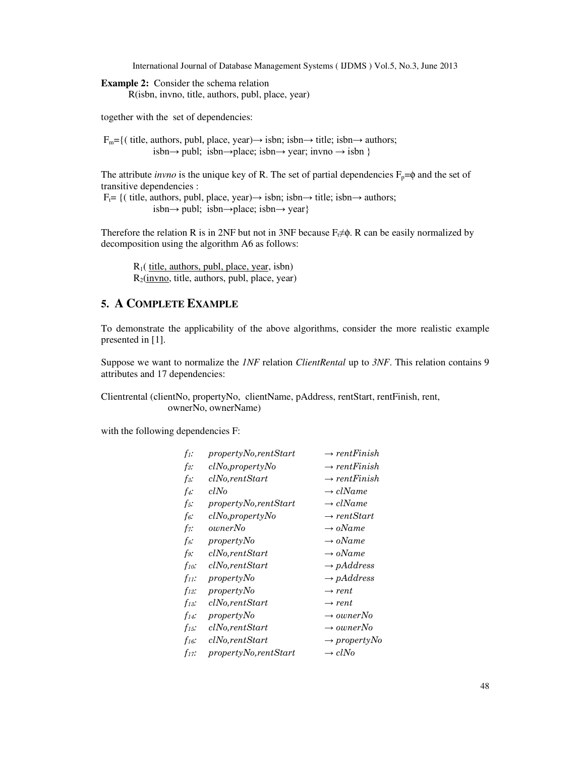**Example 2:** Consider the schema relation
R(isbn, invno, title, authors, publ, place, year)

together with the set of dependencies:

$F_m$={( title, authors, publ, place, year)→ isbn; isbn→ title; isbn→ authors;
isbn→ publ; isbn→place; isbn→ year; invno → isbn }

The attribute *invno* is the unique key of R. The set of partial dependencies $F_p=\phi$ and the set of transitive dependencies :
$F_t$= {( title, authors, publ, place, year)→ isbn; isbn→ title; isbn→ authors;
isbn→ publ; isbn→place; isbn→ year}

Therefore the relation R is in 2NF but not in 3NF because $F_t \neq \phi$. R can be easily normalized by decomposition using the algorithm A6 as follows:

$R_1$( <u>title, authors, publ, place, year</u>, isbn)
$R_2$(<u>invno</u>, title, authors, publ, place, year)

## 5. A COMPLETE EXAMPLE

To demonstrate the applicability of the above algorithms, consider the more realistic example presented in [1].

Suppose we want to normalize the *1NF* relation *ClientRental* up to *3NF*. This relation contains 9 attributes and 17 dependencies:

Clientrental (clientNo, propertyNo, clientName, pAddress, rentStart, rentFinish, rent, ownerNo, ownerName)

with the following dependencies F:

| | | |
|---|---|---|
| $f_1$: | *propertyNo,rentStart* | → *rentFinish* |
| $f_2$: | *clNo,propertyNo* | → *rentFinish* |
| $f_3$: | *clNo,rentStart* | → *rentFinish* |
| $f_4$: | *clNo* | → *clName* |
| $f_5$: | *propertyNo,rentStart* | → *clName* |
| $f_6$: | *clNo,propertyNo* | → *rentStart* |
| $f_7$: | *ownerNo* | → *oName* |
| $f_8$: | *propertyNo* | → *oName* |
| $f_9$: | *clNo,rentStart* | → *oName* |
| $f_{10}$: | *clNo,rentStart* | → *pAddress* |
| $f_{11}$: | *propertyNo* | → *pAddress* |
| $f_{12}$: | *propertyNo* | → *rent* |
| $f_{13}$: | *clNo,rentStart* | → *rent* |
| $f_{14}$: | *propertyNo* | → *ownerNo* |
| $f_{15}$: | *clNo,rentStart* | → *ownerNo* |
| $f_{16}$: | *clNo,rentStart* | → *propertyNo* |
| $f_{17}$: | *propertyNo,rentStart* | → *clNo* |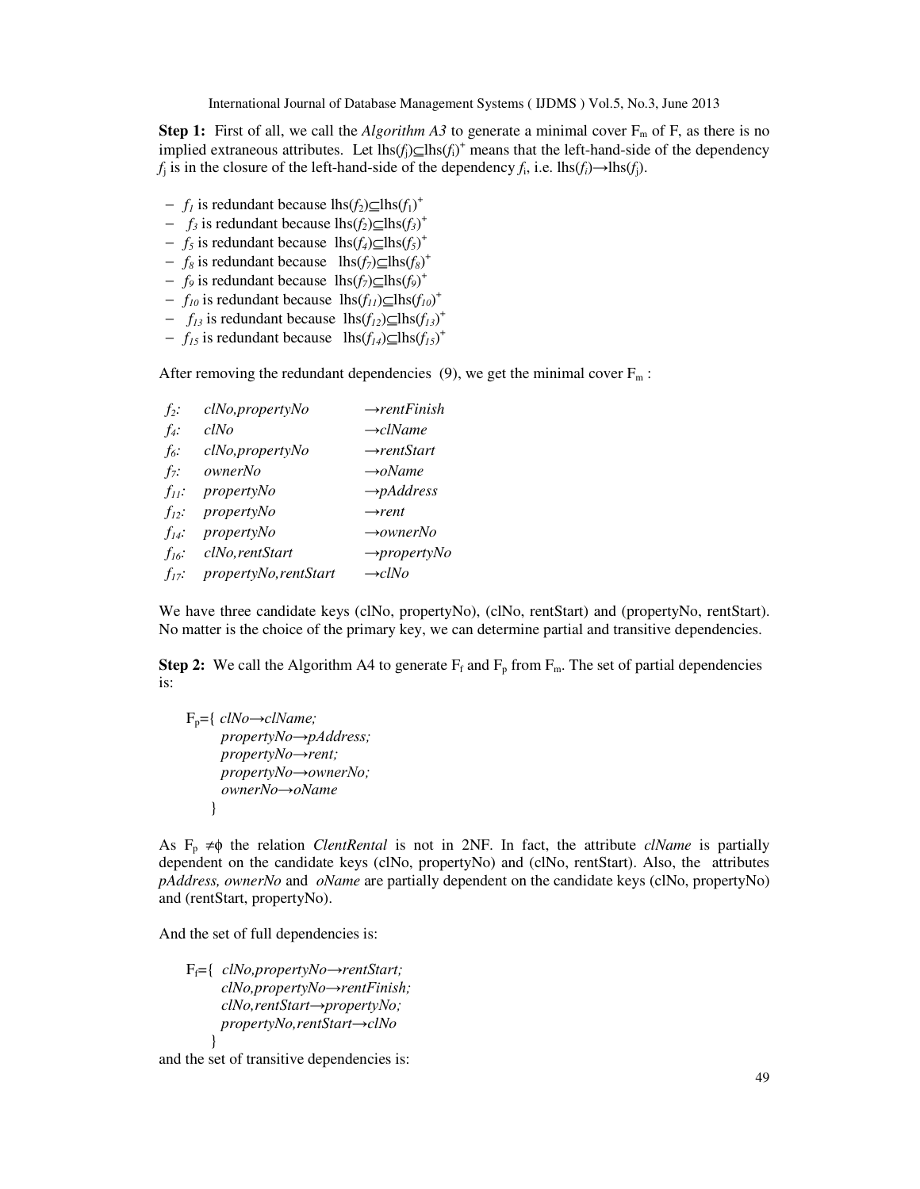**Step 1:** First of all, we call the *Algorithm A3* to generate a minimal cover $F_m$ of F, as there is no implied extraneous attributes. Let $\text{lhs}(f_j) \subseteq \text{lhs}(f_i)^+$ means that the left-hand-side of the dependency $f_j$ is in the closure of the left-hand-side of the dependency $f_i$, i.e. $\text{lhs}(f_i) \rightarrow \text{lhs}(f_j)$.

- $f_1$ is redundant because $\text{lhs}(f_2) \subseteq \text{lhs}(f_1)^+$
- $f_3$ is redundant because $\text{lhs}(f_2) \subseteq \text{lhs}(f_3)^+$
- $f_5$ is redundant because $\text{lhs}(f_4) \subseteq \text{lhs}(f_5)^+$
- $f_8$ is redundant because $\text{lhs}(f_7) \subseteq \text{lhs}(f_8)^+$
- $f_9$ is redundant because $\text{lhs}(f_7) \subseteq \text{lhs}(f_9)^+$
- $f_{10}$ is redundant because $\text{lhs}(f_{11}) \subseteq \text{lhs}(f_{10})^+$
- $f_{13}$ is redundant because $\text{lhs}(f_{12}) \subseteq \text{lhs}(f_{13})^+$
- $f_{15}$ is redundant because $\text{lhs}(f_{14}) \subseteq \text{lhs}(f_{15})^+$

After removing the redundant dependencies (9), we get the minimal cover $F_m$ :

| | | |
|---|---|---|
| $f_2$: | *clNo,propertyNo* | →*rentFinish* |
| $f_4$: | *clNo* | →*clName* |
| $f_6$: | *clNo,propertyNo* | →*rentStart* |
| $f_7$: | *ownerNo* | →*oName* |
| $f_{11}$: | *propertyNo* | →*pAddress* |
| $f_{12}$: | *propertyNo* | →*rent* |
| $f_{14}$: | *propertyNo* | →*ownerNo* |
| $f_{16}$: | *clNo,rentStart* | →*propertyNo* |
| $f_{17}$: | *propertyNo,rentStart* | →*clNo* |

We have three candidate keys (clNo, propertyNo), (clNo, rentStart) and (propertyNo, rentStart). No matter is the choice of the primary key, we can determine partial and transitive dependencies.

**Step 2:** We call the Algorithm A4 to generate $F_f$ and $F_p$ from $F_m$. The set of partial dependencies is:

$F_p$={ *clNo→clName;*
*propertyNo→pAddress;*
*propertyNo→rent;*
*propertyNo→ownerNo;*
*ownerNo→oName*
}

As $F_p \neq \phi$ the relation *ClentRental* is not in 2NF. In fact, the attribute *clName* is partially dependent on the candidate keys (clNo, propertyNo) and (clNo, rentStart). Also, the attributes *pAddress, ownerNo* and *oName* are partially dependent on the candidate keys (clNo, propertyNo) and (rentStart, propertyNo).

And the set of full dependencies is:

$F_f$={ *clNo,propertyNo→rentStart;*
*clNo,propertyNo→rentFinish;*
*clNo,rentStart→propertyNo;*
*propertyNo,rentStart→clNo*
}

and the set of transitive dependencies is: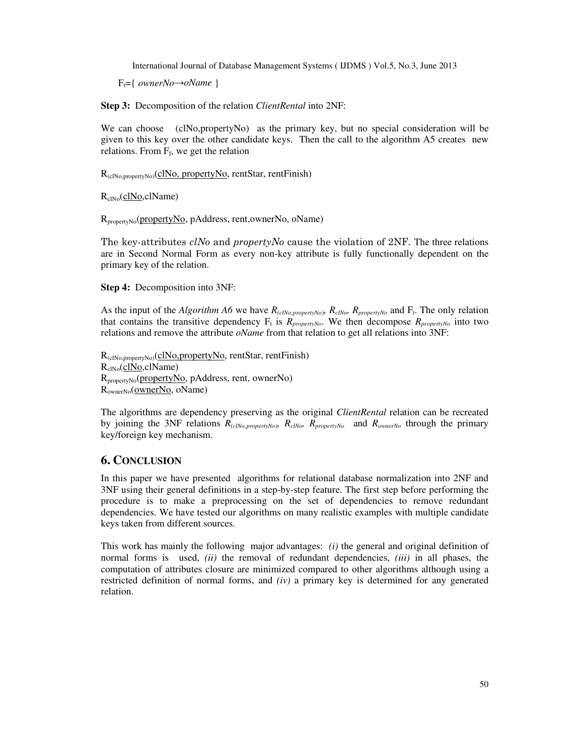$F_t$={ *ownerNo→oName* }

**Step 3:** Decomposition of the relation *ClientRental* into 2NF:

We can choose (clNo,propertyNo) as the primary key, but no special consideration will be given to this key over the other candidate keys. Then the call to the algorithm A5 creates new relations. From $F_f$, we get the relation

$R_{(clNo,propertyNo)}$(<u>clNo, propertyNo</u>, rentStar, rentFinish)

$R_{clNo}$(<u>clNo</u>,clName)

$R_{propertyNo}$(<u>propertyNo</u>, pAddress, rent,ownerNo, oName)

The key-attributes *clNo* and *propertyNo* cause the violation of 2NF. The three relations are in Second Normal Form as every non-key attribute is fully functionally dependent on the primary key of the relation.

**Step 4:** Decomposition into 3NF:

As the input of the *Algorithm A6* we have $R_{(clNo,propertyNo)}$, $R_{clNo}$, $R_{propertyNo}$ and $F_t$. The only relation that contains the transitive dependency $F_t$ is $R_{propertyNo}$. We then decompose $R_{propertyNo}$ into two relations and remove the attribute *oName* from that relation to get all relations into 3NF:

$R_{(clNo,propertyNo)}$(<u>clNo,propertyNo</u>, rentStar, rentFinish)
$R_{clNo}$(<u>clNo</u>,clName)
$R_{propertyNo}$(<u>propertyNo</u>, pAddress, rent, ownerNo)
$R_{ownerNo}$(<u>ownerNo</u>, oName)

The algorithms are dependency preserving as the original *ClientRental* relation can be recreated by joining the 3NF relations $R_{(clNo,propertyNo)}$, $R_{clNo}$, $R_{propertyNo}$ and $R_{ownerNo}$ through the primary key/foreign key mechanism.

## 6. CONCLUSION

In this paper we have presented algorithms for relational database normalization into 2NF and 3NF using their general definitions in a step-by-step feature. The first step before performing the procedure is to make a preprocessing on the set of dependencies to remove redundant dependencies. We have tested our algorithms on many realistic examples with multiple candidate keys taken from different sources.

This work has mainly the following major advantages: *(i)* the general and original definition of normal forms is used, *(ii)* the removal of redundant dependencies, *(iii)* in all phases, the computation of attributes closure are minimized compared to other algorithms although using a restricted definition of normal forms, and *(iv)* a primary key is determined for any generated relation.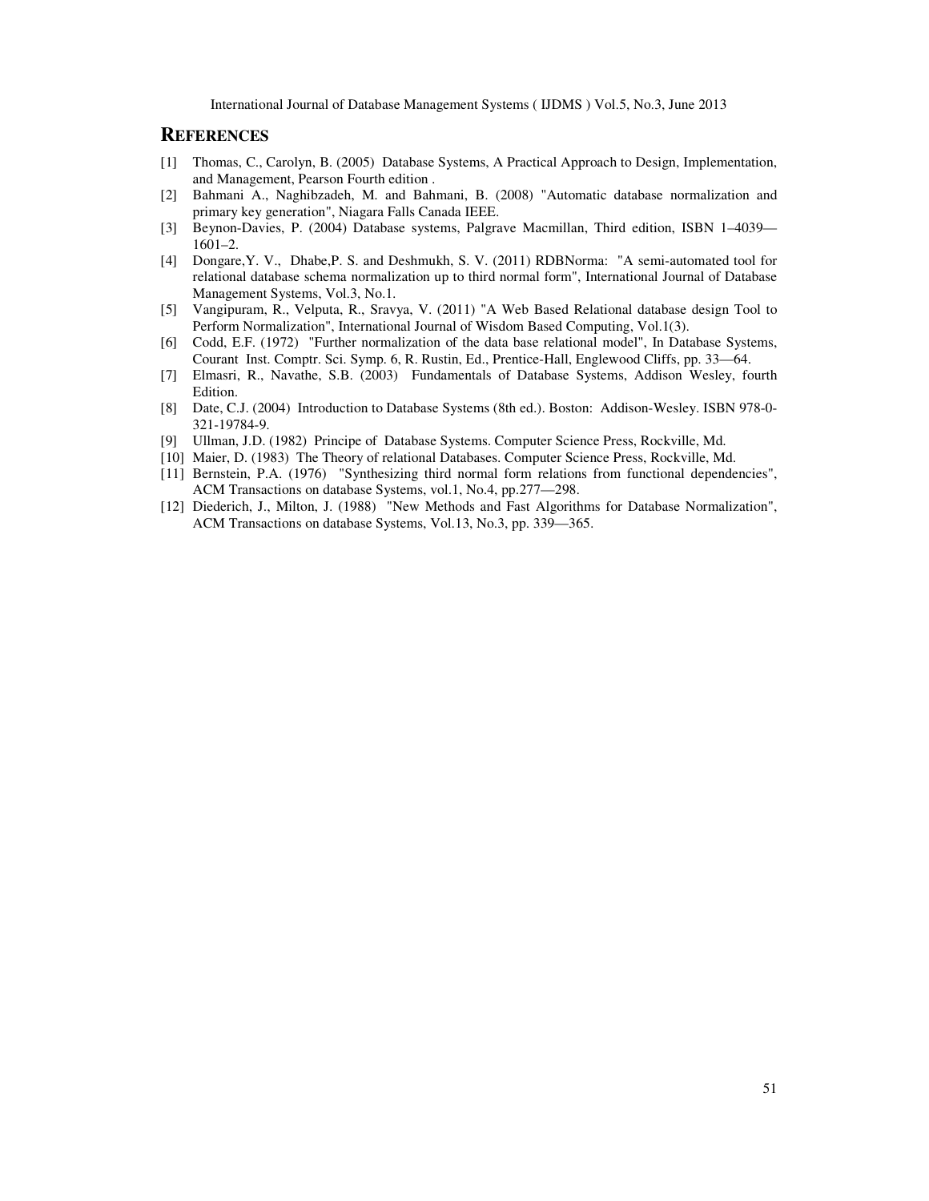## REFERENCES

[1] Thomas, C., Carolyn, B. (2005) Database Systems, A Practical Approach to Design, Implementation, and Management, Pearson Fourth edition .

[2] Bahmani A., Naghibzadeh, M. and Bahmani, B. (2008) "Automatic database normalization and primary key generation", Niagara Falls Canada IEEE.

[3] Beynon-Davies, P. (2004) Database systems, Palgrave Macmillan, Third edition, ISBN 1–4039—1601–2.

[4] Dongare,Y. V., Dhabe,P. S. and Deshmukh, S. V. (2011) RDBNorma: "A semi-automated tool for relational database schema normalization up to third normal form", International Journal of Database Management Systems, Vol.3, No.1.

[5] Vangipuram, R., Velputa, R., Sravya, V. (2011) "A Web Based Relational database design Tool to Perform Normalization", International Journal of Wisdom Based Computing, Vol.1(3).

[6] Codd, E.F. (1972) "Further normalization of the data base relational model", In Database Systems, Courant Inst. Comptr. Sci. Symp. 6, R. Rustin, Ed., Prentice-Hall, Englewood Cliffs, pp. 33—64.

[7] Elmasri, R., Navathe, S.B. (2003) Fundamentals of Database Systems, Addison Wesley, fourth Edition.

[8] Date, C.J. (2004) Introduction to Database Systems (8th ed.). Boston: Addison-Wesley. ISBN 978-0-321-19784-9.

[9] Ullman, J.D. (1982) Principe of Database Systems. Computer Science Press, Rockville, Md.

[10] Maier, D. (1983) The Theory of relational Databases. Computer Science Press, Rockville, Md.

[11] Bernstein, P.A. (1976) "Synthesizing third normal form relations from functional dependencies", ACM Transactions on database Systems, vol.1, No.4, pp.277—298.

[12] Diederich, J., Milton, J. (1988) "New Methods and Fast Algorithms for Database Normalization", ACM Transactions on database Systems, Vol.13, No.3, pp. 339—365.